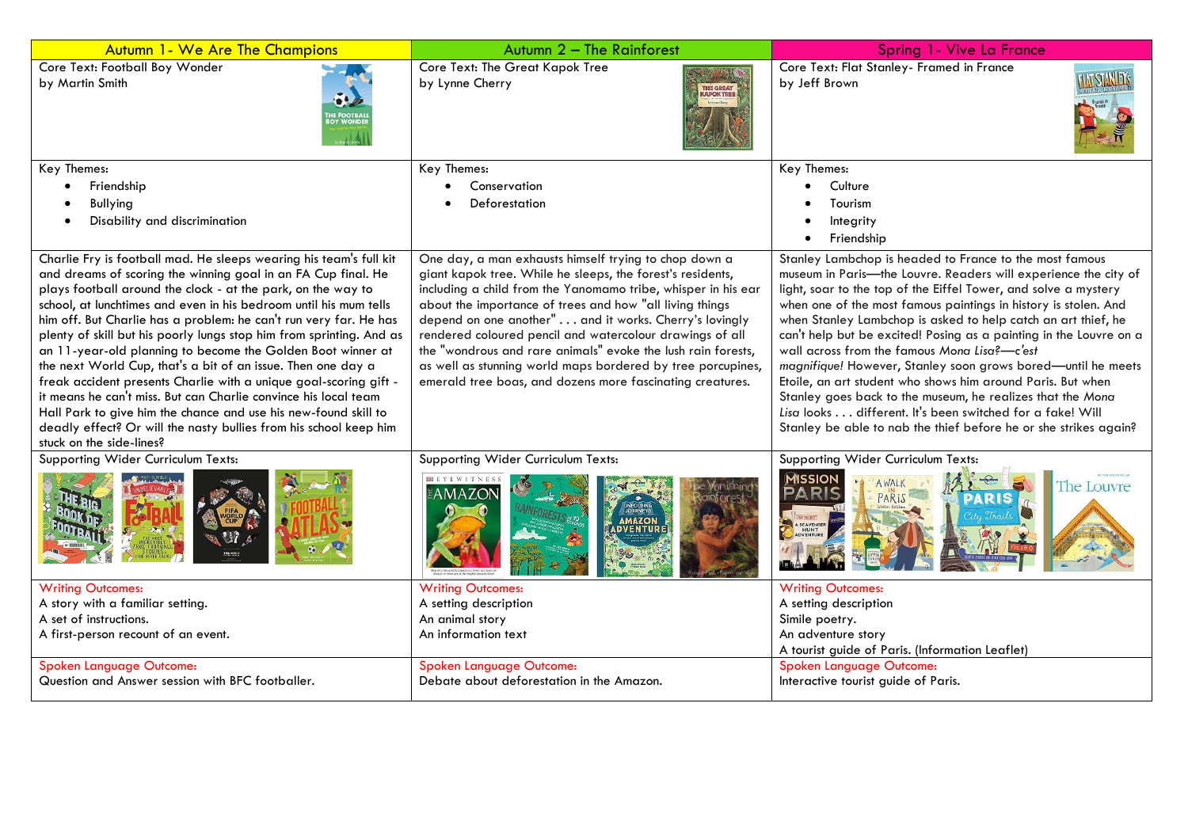| Autumn 1- We Are The Champions | Autumn 2 – The Rainforest | Spring 1- Vive La France |
|---|---|---|
| Core Text: Football Boy Wonder by Martin Smith | Core Text: The Great Kapok Tree by Lynne Cherry | Core Text: Flat Stanley- Framed in France by Jeff Brown |
| Key Themes: <br>• Friendship <br>• Bullying <br>• Disability and discrimination | Key Themes: <br>• Conservation <br>• Deforestation | Key Themes: <br>• Culture <br>• Tourism <br>• Integrity <br>• Friendship |
| Charlie Fry is football mad. He sleeps wearing his team's full kit and dreams of scoring the winning goal in an FA Cup final. He plays football around the clock - at the park, on the way to school, at lunchtimes and even in his bedroom until his mum tells him off. But Charlie has a problem: he can't run very far. He has plenty of skill but his poorly lungs stop him from sprinting. And as an 11-year-old planning to become the Golden Boot winner at the next World Cup, that's a bit of an issue. Then one day a freak accident presents Charlie with a unique goal-scoring gift - it means he can't miss. But can Charlie convince his local team Hall Park to give him the chance and use his new-found skill to deadly effect? Or will the nasty bullies from his school keep him stuck on the side-lines? | One day, a man exhausts himself trying to chop down a giant kapok tree. While he sleeps, the forest's residents, including a child from the Yanomamo tribe, whisper in his ear about the importance of trees and how "all living things depend on one another" . . . and it works. Cherry's lovingly rendered coloured pencil and watercolour drawings of all the "wondrous and rare animals" evoke the lush rain forests, as well as stunning world maps bordered by tree porcupines, emerald tree boas, and dozens more fascinating creatures. | Stanley Lambchop is headed to France to the most famous museum in Paris—the Louvre. Readers will experience the city of light, soar to the top of the Eiffel Tower, and solve a mystery when one of the most famous paintings in history is stolen. And when Stanley Lambchop is asked to help catch an art thief, he can't help but be excited! Posing as a painting in the Louvre on a wall across from the famous *Mona Lisa*?—*c'est magnifique!* However, Stanley soon grows bored—until he meets Etoile, an art student who shows him around Paris. But when Stanley goes back to the museum, he realizes that the *Mona Lisa* looks . . . different. It's been switched for a fake! Will Stanley be able to nab the thief before he or she strikes again? |
| Supporting Wider Curriculum Texts: | Supporting Wider Curriculum Texts: | Supporting Wider Curriculum Texts: |
| Writing Outcomes: <br>A story with a familiar setting. <br>A set of instructions. <br>A first-person recount of an event. | Writing Outcomes: <br>A setting description <br>An animal story <br>An information text | Writing Outcomes: <br>A setting description <br>Simile poetry. <br>An adventure story <br>A tourist guide of Paris. (Information Leaflet) |
| Spoken Language Outcome: <br>Question and Answer session with BFC footballer. | Spoken Language Outcome: <br>Debate about deforestation in the Amazon. | Spoken Language Outcome: <br>Interactive tourist guide of Paris. |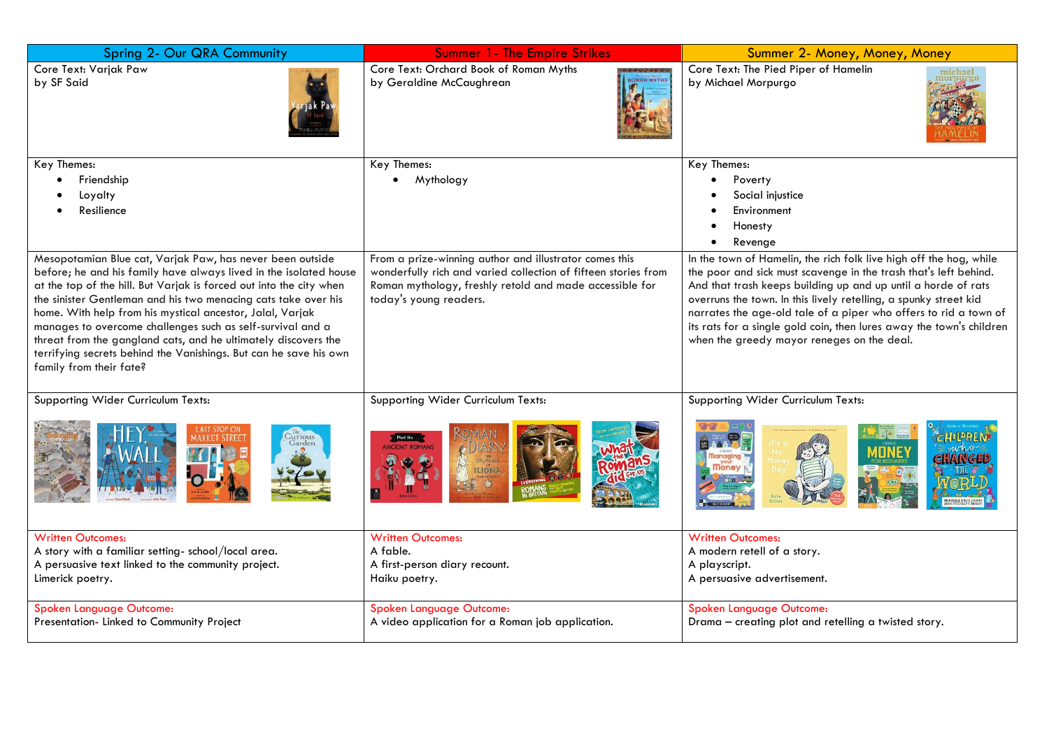| Spring 2- Our QRA Community | Summer 1- The Empire Strikes | Summer 2- Money, Money, Money |
|---|---|---|
| Core Text: Varjak Paw by SF Said | Core Text: Orchard Book of Roman Myths by Geraldine McCaughrean | Core Text: The Pied Piper of Hamelin by Michael Morpurgo |
| Key Themes: <br>• Friendship<br>• Loyalty<br>• Resilience | Key Themes: <br>• Mythology | Key Themes: <br>• Poverty<br>• Social injustice<br>• Environment<br>• Honesty<br>• Revenge |
| Mesopotamian Blue cat, Varjak Paw, has never been outside before; he and his family have always lived in the isolated house at the top of the hill. But Varjak is forced out into the city when the sinister Gentleman and his two menacing cats take over his home. With help from his mystical ancestor, Jalal, Varjak manages to overcome challenges such as self-survival and a threat from the gangland cats, and he ultimately discovers the terrifying secrets behind the Vanishings. But can he save his own family from their fate? | From a prize-winning author and illustrator comes this wonderfully rich and varied collection of fifteen stories from Roman mythology, freshly retold and made accessible for today's young readers. | In the town of Hamelin, the rich folk live high off the hog, while the poor and sick must scavenge in the trash that's left behind. And that trash keeps building up and up until a horde of rats overruns the town. In this lively retelling, a spunky street kid narrates the age-old tale of a piper who offers to rid a town of its rats for a single gold coin, then lures away the town's children when the greedy mayor reneges on the deal. |
| Supporting Wider Curriculum Texts: | Supporting Wider Curriculum Texts: | Supporting Wider Curriculum Texts: |
| Written Outcomes:<br>A story with a familiar setting- school/local area.<br>A persuasive text linked to the community project.<br>Limerick poetry. | Written Outcomes:<br>A fable.<br>A first-person diary recount.<br>Haiku poetry. | Written Outcomes:<br>A modern retell of a story.<br>A playscript.<br>A persuasive advertisement. |
| Spoken Language Outcome:<br>Presentation- Linked to Community Project | Spoken Language Outcome:<br>A video application for a Roman job application. | Spoken Language Outcome:<br>Drama – creating plot and retelling a twisted story. |